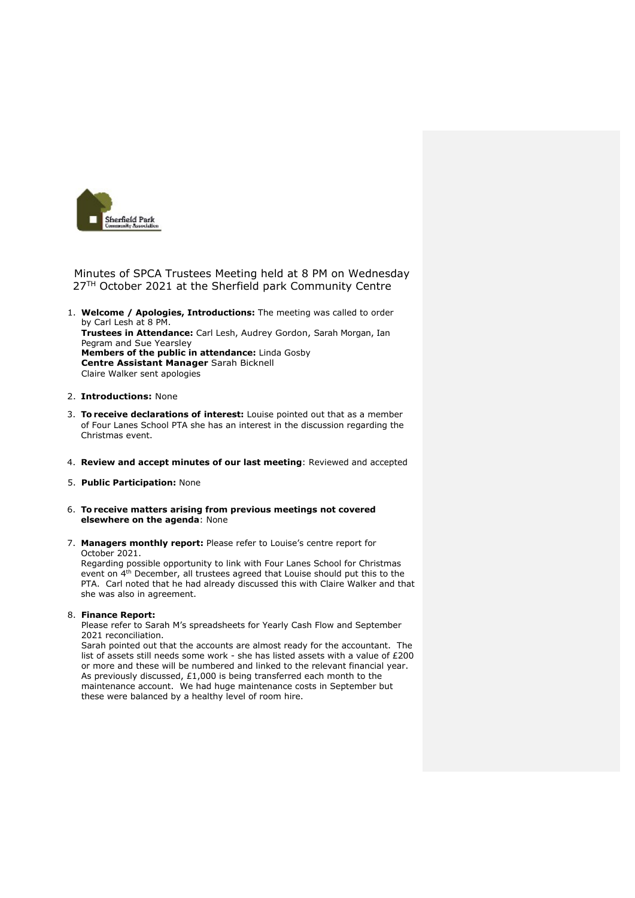Minutes of SPCA Trustees Meeting held at 8 PM on Wednesday 27TH October 2021 at the Sherfield park Community Centre

1. **Welcome / Apologies, Introductions:** The meeting was called to order by Carl Lesh at 8 PM.
   **Trustees in Attendance:** Carl Lesh, Audrey Gordon, Sarah Morgan, Ian Pegram and Sue Yearsley
   **Members of the public in attendance:** Linda Gosby
   **Centre Assistant Manager** Sarah Bicknell
   Claire Walker sent apologies

2. **Introductions:** None

3. **To receive declarations of interest:** Louise pointed out that as a member of Four Lanes School PTA she has an interest in the discussion regarding the Christmas event.

4. **Review and accept minutes of our last meeting**: Reviewed and accepted

5. **Public Participation:** None

6. **To receive matters arising from previous meetings not covered elsewhere on the agenda**: None

7. **Managers monthly report:** Please refer to Louise's centre report for October 2021.
   Regarding possible opportunity to link with Four Lanes School for Christmas event on 4th December, all trustees agreed that Louise should put this to the PTA. Carl noted that he had already discussed this with Claire Walker and that she was also in agreement.

8. **Finance Report:**
   Please refer to Sarah M's spreadsheets for Yearly Cash Flow and September 2021 reconciliation.
   Sarah pointed out that the accounts are almost ready for the accountant. The list of assets still needs some work - she has listed assets with a value of £200 or more and these will be numbered and linked to the relevant financial year. As previously discussed, £1,000 is being transferred each month to the maintenance account. We had huge maintenance costs in September but these were balanced by a healthy level of room hire.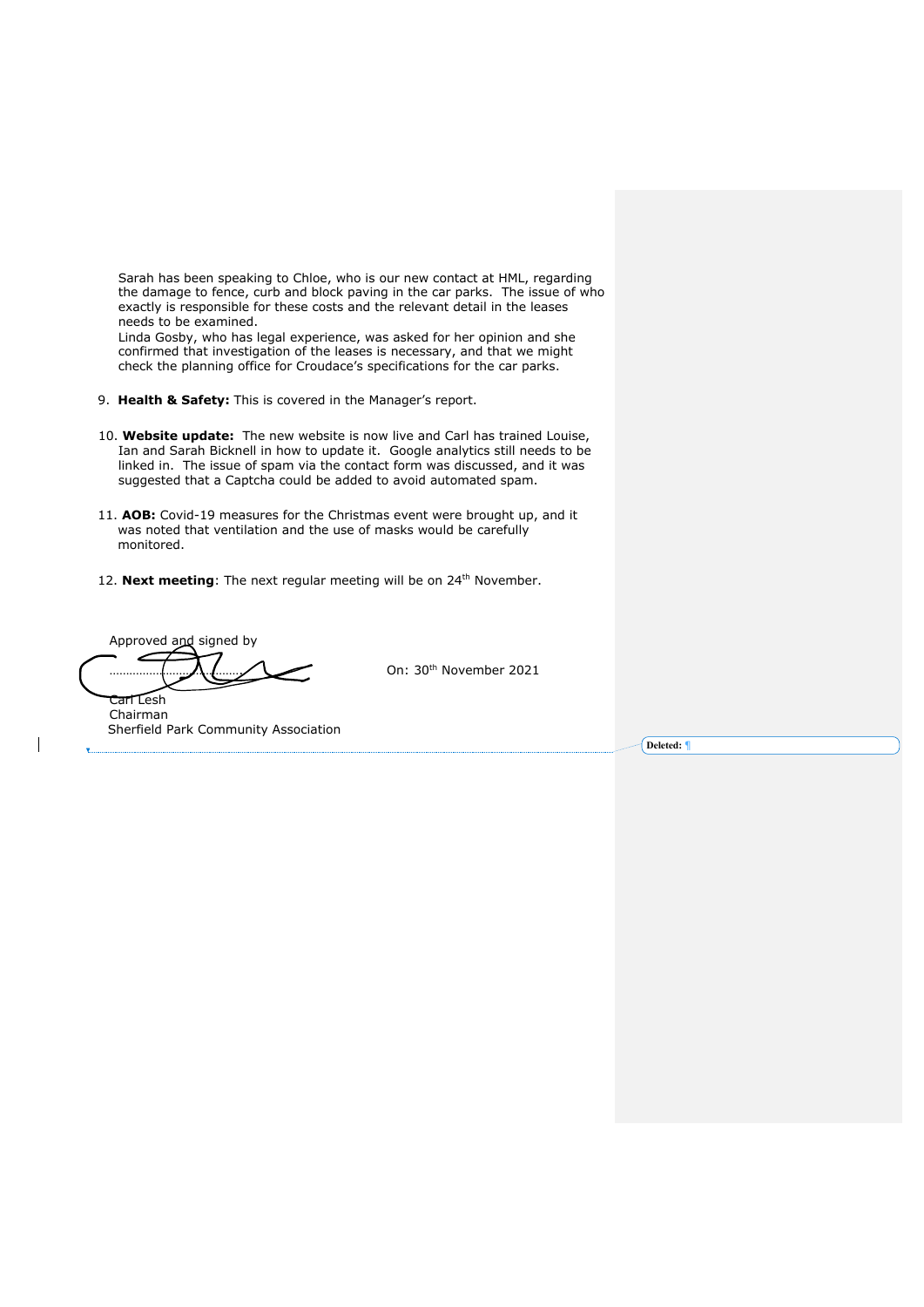Sarah has been speaking to Chloe, who is our new contact at HML, regarding the damage to fence, curb and block paving in the car parks. The issue of who exactly is responsible for these costs and the relevant detail in the leases needs to be examined.
Linda Gosby, who has legal experience, was asked for her opinion and she confirmed that investigation of the leases is necessary, and that we might check the planning office for Croudace's specifications for the car parks.

9. **Health & Safety:** This is covered in the Manager's report.

10. **Website update:** The new website is now live and Carl has trained Louise, Ian and Sarah Bicknell in how to update it. Google analytics still needs to be linked in. The issue of spam via the contact form was discussed, and it was suggested that a Captcha could be added to avoid automated spam.

11. **AOB:** Covid-19 measures for the Christmas event were brought up, and it was noted that ventilation and the use of masks would be carefully monitored.

12. **Next meeting**: The next regular meeting will be on 24th November.

Approved and signed by

……………………………………… On: 30th November 2021

Carl Lesh
Chairman
Sherfield Park Community Association

Deleted: ¶